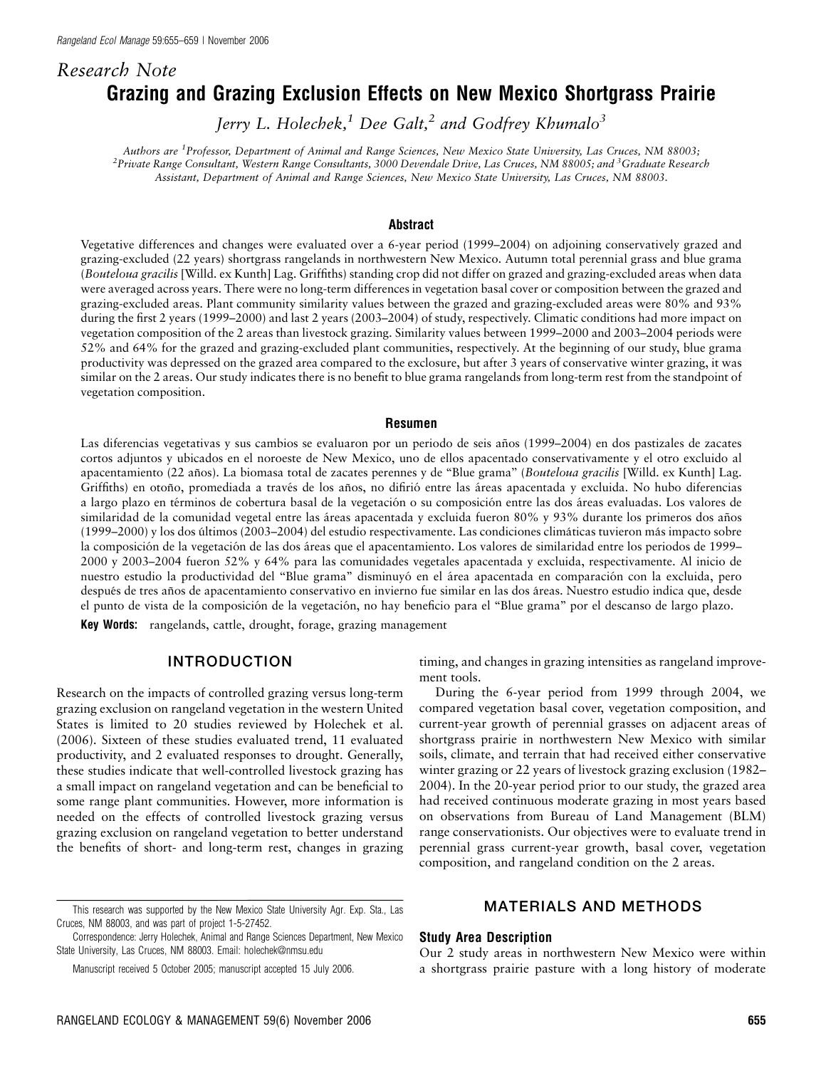*Research Note*

# Grazing and Grazing Exclusion Effects on New Mexico Shortgrass Prairie

*Jerry L. Holechek,*[1] *Dee Galt,*[2] *and Godfrey Khumalo*[3]

*Authors are* [1]*Professor, Department of Animal and Range Sciences, New Mexico State University, Las Cruces, NM 88003;* [2]*Private Range Consultant, Western Range Consultants, 3000 Devendale Drive, Las Cruces, NM 88005; and* [3]*Graduate Research Assistant, Department of Animal and Range Sciences, New Mexico State University, Las Cruces, NM 88003.*

## Abstract

Vegetative differences and changes were evaluated over a 6-year period (1999–2004) on adjoining conservatively grazed and grazing-excluded (22 years) shortgrass rangelands in northwestern New Mexico. Autumn total perennial grass and blue grama (*Bouteloua gracilis* [Willd. ex Kunth] Lag. Griffiths) standing crop did not differ on grazed and grazing-excluded areas when data were averaged across years. There were no long-term differences in vegetation basal cover or composition between the grazed and grazing-excluded areas. Plant community similarity values between the grazed and grazing-excluded areas were 80% and 93% during the first 2 years (1999–2000) and last 2 years (2003–2004) of study, respectively. Climatic conditions had more impact on vegetation composition of the 2 areas than livestock grazing. Similarity values between 1999–2000 and 2003–2004 periods were 52% and 64% for the grazed and grazing-excluded plant communities, respectively. At the beginning of our study, blue grama productivity was depressed on the grazed area compared to the exclosure, but after 3 years of conservative winter grazing, it was similar on the 2 areas. Our study indicates there is no benefit to blue grama rangelands from long-term rest from the standpoint of vegetation composition.

## Resumen

Las diferencias vegetativas y sus cambios se evaluaron por un periodo de seis años (1999–2004) en dos pastizales de zacates cortos adjuntos y ubicados en el noroeste de New Mexico, uno de ellos apacentado conservativamente y el otro excluido al apacentamiento (22 años). La biomasa total de zacates perennes y de "Blue grama" (*Bouteloua gracilis* [Willd. ex Kunth] Lag. Griffiths) en otoño, promediada a través de los años, no difirió entre las áreas apacentada y excluida. No hubo diferencias a largo plazo en términos de cobertura basal de la vegetación o su composición entre las dos áreas evaluadas. Los valores de similaridad de la comunidad vegetal entre las áreas apacentada y excluida fueron 80% y 93% durante los primeros dos años (1999–2000) y los dos últimos (2003–2004) del estudio respectivamente. Las condiciones climáticas tuvieron más impacto sobre la composición de la vegetación de las dos áreas que el apacentamiento. Los valores de similaridad entre los periodos de 1999–2000 y 2003–2004 fueron 52% y 64% para las comunidades vegetales apacentada y excluida, respectivamente. Al inicio de nuestro estudio la productividad del "Blue grama" disminuyó en el área apacentada en comparación con la excluida, pero después de tres años de apacentamiento conservativo en invierno fue similar en las dos áreas. Nuestro estudio indica que, desde el punto de vista de la composición de la vegetación, no hay beneficio para el "Blue grama" por el descanso de largo plazo.

**Key Words:** rangelands, cattle, drought, forage, grazing management

## INTRODUCTION

Research on the impacts of controlled grazing versus long-term grazing exclusion on rangeland vegetation in the western United States is limited to 20 studies reviewed by Holechek et al. (2006). Sixteen of these studies evaluated trend, 11 evaluated productivity, and 2 evaluated responses to drought. Generally, these studies indicate that well-controlled livestock grazing has a small impact on rangeland vegetation and can be beneficial to some range plant communities. However, more information is needed on the effects of controlled livestock grazing versus grazing exclusion on rangeland vegetation to better understand the benefits of short- and long-term rest, changes in grazing timing, and changes in grazing intensities as rangeland improvement tools.

During the 6-year period from 1999 through 2004, we compared vegetation basal cover, vegetation composition, and current-year growth of perennial grasses on adjacent areas of shortgrass prairie in northwestern New Mexico with similar soils, climate, and terrain that had received either conservative winter grazing or 22 years of livestock grazing exclusion (1982–2004). In the 20-year period prior to our study, the grazed area had received continuous moderate grazing in most years based on observations from Bureau of Land Management (BLM) range conservationists. Our objectives were to evaluate trend in perennial grass current-year growth, basal cover, vegetation composition, and rangeland condition on the 2 areas.

## MATERIALS AND METHODS

### Study Area Description

Our 2 study areas in northwestern New Mexico were within a shortgrass prairie pasture with a long history of moderate

This research was supported by the New Mexico State University Agr. Exp. Sta., Las Cruces, NM 88003, and was part of project 1-5-27452.

Correspondence: Jerry Holechek, Animal and Range Sciences Department, New Mexico State University, Las Cruces, NM 88003. Email: holechek@nmsu.edu

Manuscript received 5 October 2005; manuscript accepted 15 July 2006.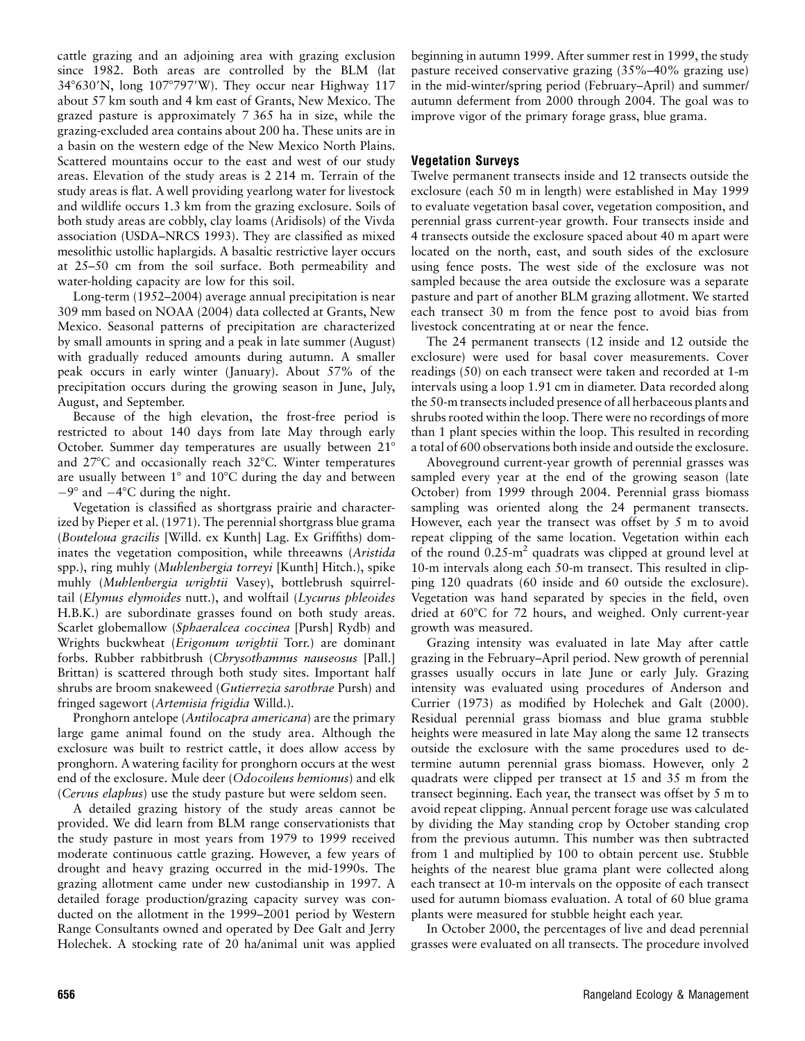cattle grazing and an adjoining area with grazing exclusion since 1982. Both areas are controlled by the BLM (lat 34°630′N, long 107°797′W). They occur near Highway 117 about 57 km south and 4 km east of Grants, New Mexico. The grazed pasture is approximately 7 365 ha in size, while the grazing-excluded area contains about 200 ha. These units are in a basin on the western edge of the New Mexico North Plains. Scattered mountains occur to the east and west of our study areas. Elevation of the study areas is 2 214 m. Terrain of the study areas is flat. A well providing yearlong water for livestock and wildlife occurs 1.3 km from the grazing exclosure. Soils of both study areas are cobbly, clay loams (Aridisols) of the Vivda association (USDA–NRCS 1993). They are classified as mixed mesolithic ustollic haplargids. A basaltic restrictive layer occurs at 25–50 cm from the soil surface. Both permeability and water-holding capacity are low for this soil.

Long-term (1952–2004) average annual precipitation is near 309 mm based on NOAA (2004) data collected at Grants, New Mexico. Seasonal patterns of precipitation are characterized by small amounts in spring and a peak in late summer (August) with gradually reduced amounts during autumn. A smaller peak occurs in early winter (January). About 57% of the precipitation occurs during the growing season in June, July, August, and September.

Because of the high elevation, the frost-free period is restricted to about 140 days from late May through early October. Summer day temperatures are usually between 21° and 27°C and occasionally reach 32°C. Winter temperatures are usually between 1° and 10°C during the day and between −9° and −4°C during the night.

Vegetation is classified as shortgrass prairie and characterized by Pieper et al. (1971). The perennial shortgrass blue grama (*Bouteloua gracilis* [Willd. ex Kunth] Lag. Ex Griffiths) dominates the vegetation composition, while threeawns (*Aristida* spp.), ring muhly (*Muhlenbergia torreyi* [Kunth] Hitch.), spike muhly (*Muhlenbergia wrightii* Vasey), bottlebrush squirreltail (*Elymus elymoides* nutt.), and wolftail (*Lycurus phleoides* H.B.K.) are subordinate grasses found on both study areas. Scarlet globemallow (*Sphaeralcea coccinea* [Pursh] Rydb) and Wrights buckwheat (*Erigonum wrightii* Torr.) are dominant forbs. Rubber rabbitbrush (*Chrysothamnus nauseosus* [Pall.] Brittan) is scattered through both study sites. Important half shrubs are broom snakeweed (*Gutierrezia sarothrae* Pursh) and fringed sagewort (*Artemisia frigidia* Willd.).

Pronghorn antelope (*Antilocapra americana*) are the primary large game animal found on the study area. Although the exclosure was built to restrict cattle, it does allow access by pronghorn. A watering facility for pronghorn occurs at the west end of the exclosure. Mule deer (*Odocoileus hemionus*) and elk (*Cervus elaphus*) use the study pasture but were seldom seen.

A detailed grazing history of the study areas cannot be provided. We did learn from BLM range conservationists that the study pasture in most years from 1979 to 1999 received moderate continuous cattle grazing. However, a few years of drought and heavy grazing occurred in the mid-1990s. The grazing allotment came under new custodianship in 1997. A detailed forage production/grazing capacity survey was conducted on the allotment in the 1999–2001 period by Western Range Consultants owned and operated by Dee Galt and Jerry Holechek. A stocking rate of 20 ha/animal unit was applied beginning in autumn 1999. After summer rest in 1999, the study pasture received conservative grazing (35%–40% grazing use) in the mid-winter/spring period (February–April) and summer/autumn deferment from 2000 through 2004. The goal was to improve vigor of the primary forage grass, blue grama.

### Vegetation Surveys

Twelve permanent transects inside and 12 transects outside the exclosure (each 50 m in length) were established in May 1999 to evaluate vegetation basal cover, vegetation composition, and perennial grass current-year growth. Four transects inside and 4 transects outside the exclosure spaced about 40 m apart were located on the north, east, and south sides of the exclosure using fence posts. The west side of the exclosure was not sampled because the area outside the exclosure was a separate pasture and part of another BLM grazing allotment. We started each transect 30 m from the fence post to avoid bias from livestock concentrating at or near the fence.

The 24 permanent transects (12 inside and 12 outside the exclosure) were used for basal cover measurements. Cover readings (50) on each transect were taken and recorded at 1-m intervals using a loop 1.91 cm in diameter. Data recorded along the 50-m transects included presence of all herbaceous plants and shrubs rooted within the loop. There were no recordings of more than 1 plant species within the loop. This resulted in recording a total of 600 observations both inside and outside the exclosure.

Aboveground current-year growth of perennial grasses was sampled every year at the end of the growing season (late October) from 1999 through 2004. Perennial grass biomass sampling was oriented along the 24 permanent transects. However, each year the transect was offset by 5 m to avoid repeat clipping of the same location. Vegetation within each of the round 0.25-$m^2$ quadrats was clipped at ground level at 10-m intervals along each 50-m transect. This resulted in clipping 120 quadrats (60 inside and 60 outside the exclosure). Vegetation was hand separated by species in the field, oven dried at 60°C for 72 hours, and weighed. Only current-year growth was measured.

Grazing intensity was evaluated in late May after cattle grazing in the February–April period. New growth of perennial grasses usually occurs in late June or early July. Grazing intensity was evaluated using procedures of Anderson and Currier (1973) as modified by Holechek and Galt (2000). Residual perennial grass biomass and blue grama stubble heights were measured in late May along the same 12 transects outside the exclosure with the same procedures used to determine autumn perennial grass biomass. However, only 2 quadrats were clipped per transect at 15 and 35 m from the transect beginning. Each year, the transect was offset by 5 m to avoid repeat clipping. Annual percent forage use was calculated by dividing the May standing crop by October standing crop from the previous autumn. This number was then subtracted from 1 and multiplied by 100 to obtain percent use. Stubble heights of the nearest blue grama plant were collected along each transect at 10-m intervals on the opposite of each transect used for autumn biomass evaluation. A total of 60 blue grama plants were measured for stubble height each year.

In October 2000, the percentages of live and dead perennial grasses were evaluated on all transects. The procedure involved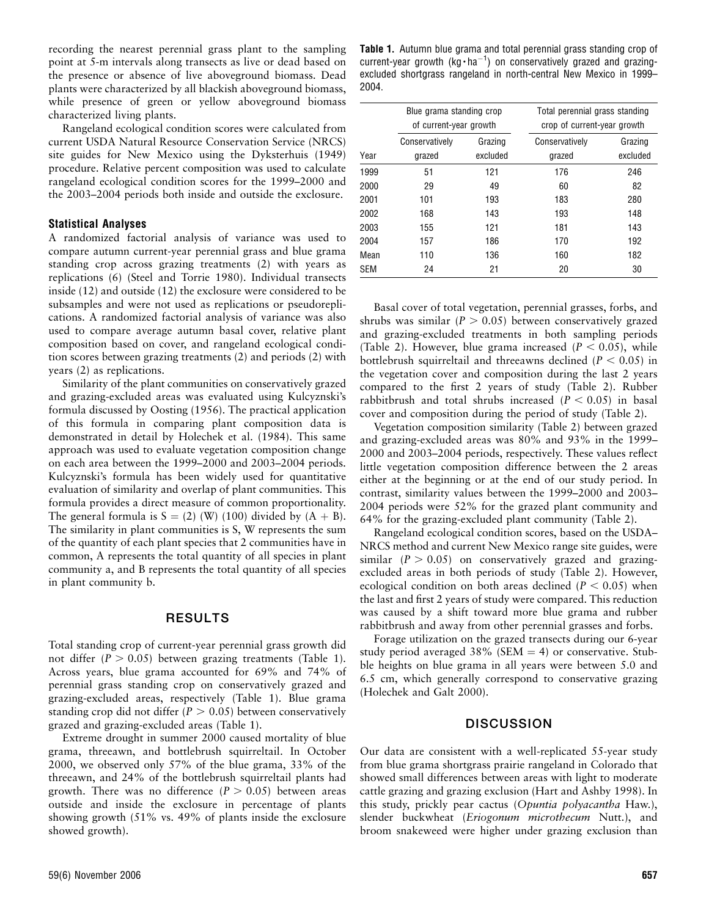recording the nearest perennial grass plant to the sampling point at 5-m intervals along transects as live or dead based on the presence or absence of live aboveground biomass. Dead plants were characterized by all blackish aboveground biomass, while presence of green or yellow aboveground biomass characterized living plants.

Rangeland ecological condition scores were calculated from current USDA Natural Resource Conservation Service (NRCS) site guides for New Mexico using the Dyksterhuis (1949) procedure. Relative percent composition was used to calculate rangeland ecological condition scores for the 1999–2000 and the 2003–2004 periods both inside and outside the exclosure.

### Statistical Analyses

A randomized factorial analysis of variance was used to compare autumn current-year perennial grass and blue grama standing crop across grazing treatments (2) with years as replications (6) (Steel and Torrie 1980). Individual transects inside (12) and outside (12) the exclosure were considered to be subsamples and were not used as replications or pseudoreplications. A randomized factorial analysis of variance was also used to compare average autumn basal cover, relative plant composition based on cover, and rangeland ecological condition scores between grazing treatments (2) and periods (2) with years (2) as replications.

Similarity of the plant communities on conservatively grazed and grazing-excluded areas was evaluated using Kulcyznski's formula discussed by Oosting (1956). The practical application of this formula in comparing plant composition data is demonstrated in detail by Holechek et al. (1984). This same approach was used to evaluate vegetation composition change on each area between the 1999–2000 and 2003–2004 periods. Kulcyznski's formula has been widely used for quantitative evaluation of similarity and overlap of plant communities. This formula provides a direct measure of common proportionality. The general formula is $S = (2)(W)(100)$ divided by $(A + B)$. The similarity in plant communities is S, W represents the sum of the quantity of each plant species that 2 communities have in common, A represents the total quantity of all species in plant community a, and B represents the total quantity of all species in plant community b.

## RESULTS

Total standing crop of current-year perennial grass growth did not differ ($P > 0.05$) between grazing treatments (Table 1). Across years, blue grama accounted for 69% and 74% of perennial grass standing crop on conservatively grazed and grazing-excluded areas, respectively (Table 1). Blue grama standing crop did not differ ($P > 0.05$) between conservatively grazed and grazing-excluded areas (Table 1).

Extreme drought in summer 2000 caused mortality of blue grama, threeawn, and bottlebrush squirreltail. In October 2000, we observed only 57% of the blue grama, 33% of the threeawn, and 24% of the bottlebrush squirreltail plants had growth. There was no difference ($P > 0.05$) between areas outside and inside the exclosure in percentage of plants showing growth (51% vs. 49% of plants inside the exclosure showed growth).

**Table 1.** Autumn blue grama and total perennial grass standing crop of current-year growth ($kg \cdot ha^{-1}$) on conservatively grazed and grazing-excluded shortgrass rangeland in north-central New Mexico in 1999–2004.

| | Blue grama standing crop of current-year growth | | Total perennial grass standing crop of current-year growth | |
|---|---|---|---|---|
| Year | Conservatively grazed | Grazing excluded | Conservatively grazed | Grazing excluded |
| 1999 | 51 | 121 | 176 | 246 |
| 2000 | 29 | 49 | 60 | 82 |
| 2001 | 101 | 193 | 183 | 280 |
| 2002 | 168 | 143 | 193 | 148 |
| 2003 | 155 | 121 | 181 | 143 |
| 2004 | 157 | 186 | 170 | 192 |
| Mean | 110 | 136 | 160 | 182 |
| SEM | 24 | 21 | 20 | 30 |

Basal cover of total vegetation, perennial grasses, forbs, and shrubs was similar ($P > 0.05$) between conservatively grazed and grazing-excluded treatments in both sampling periods (Table 2). However, blue grama increased ($P < 0.05$), while bottlebrush squirreltail and threeawns declined ($P < 0.05$) in the vegetation cover and composition during the last 2 years compared to the first 2 years of study (Table 2). Rubber rabbitbrush and total shrubs increased ($P < 0.05$) in basal cover and composition during the period of study (Table 2).

Vegetation composition similarity (Table 2) between grazed and grazing-excluded areas was 80% and 93% in the 1999–2000 and 2003–2004 periods, respectively. These values reflect little vegetation composition difference between the 2 areas either at the beginning or at the end of our study period. In contrast, similarity values between the 1999–2000 and 2003–2004 periods were 52% for the grazed plant community and 64% for the grazing-excluded plant community (Table 2).

Rangeland ecological condition scores, based on the USDA–NRCS method and current New Mexico range site guides, were similar ($P > 0.05$) on conservatively grazed and grazing-excluded areas in both periods of study (Table 2). However, ecological condition on both areas declined ($P < 0.05$) when the last and first 2 years of study were compared. This reduction was caused by a shift toward more blue grama and rubber rabbitbrush and away from other perennial grasses and forbs.

Forage utilization on the grazed transects during our 6-year study period averaged 38% (SEM = 4) or conservative. Stubble heights on blue grama in all years were between 5.0 and 6.5 cm, which generally correspond to conservative grazing (Holechek and Galt 2000).

## DISCUSSION

Our data are consistent with a well-replicated 55-year study from blue grama shortgrass prairie rangeland in Colorado that showed small differences between areas with light to moderate cattle grazing and grazing exclusion (Hart and Ashby 1998). In this study, prickly pear cactus (*Opuntia polyacantha* Haw.), slender buckwheat (*Eriogonum microthecum* Nutt.), and broom snakeweed were higher under grazing exclusion than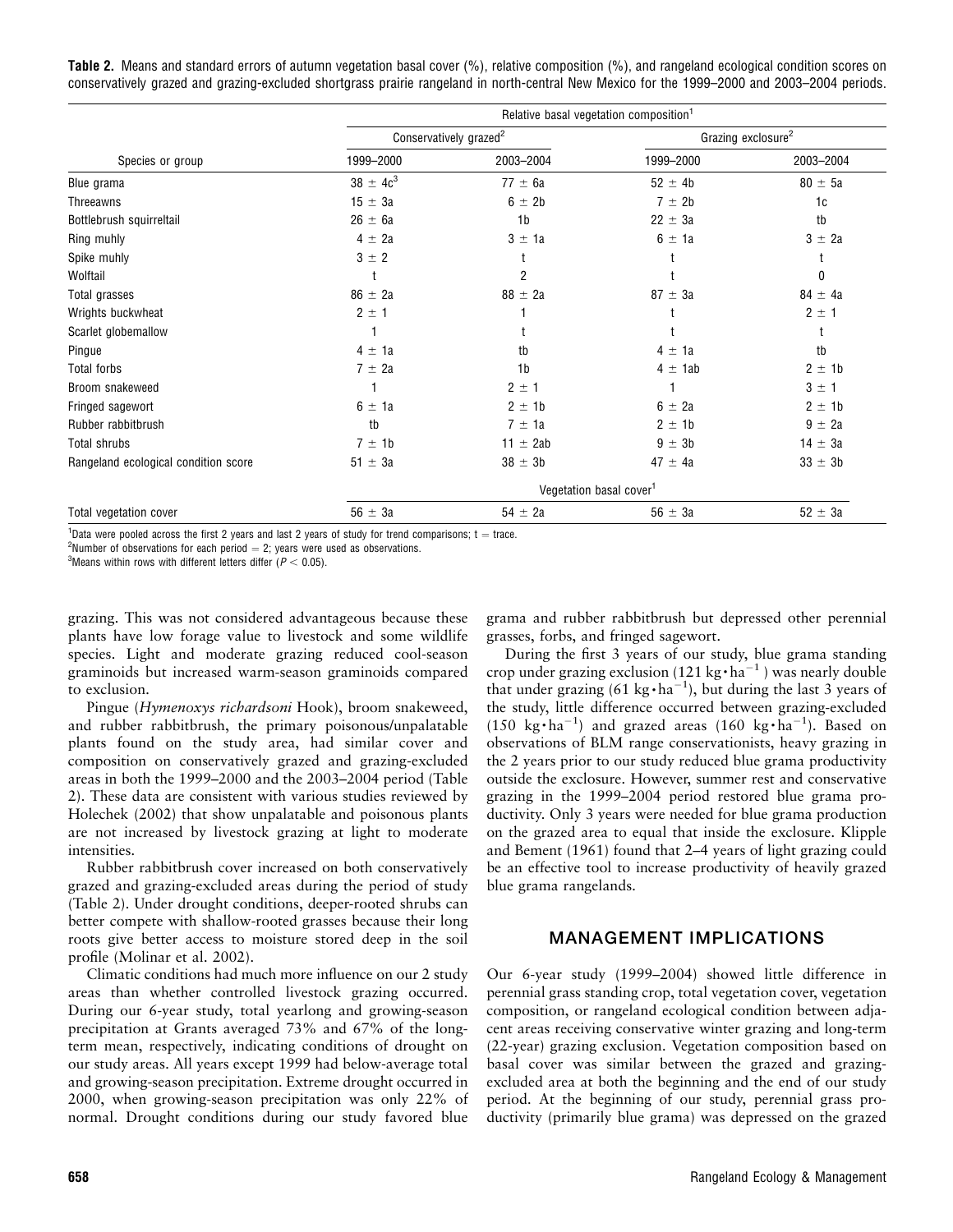**Table 2.** Means and standard errors of autumn vegetation basal cover (%), relative composition (%), and rangeland ecological condition scores on conservatively grazed and grazing-excluded shortgrass prairie rangeland in north-central New Mexico for the 1999–2000 and 2003–2004 periods.

| Species or group | Relative basal vegetation composition[1] | | | |
|---|---|---|---|---|
| | Conservatively grazed[2] | | Grazing exclosure[2] | |
| | 1999–2000 | 2003–2004 | 1999–2000 | 2003–2004 |
| Blue grama | 38 ± 4c[3] | 77 ± 6a | 52 ± 4b | 80 ± 5a |
| Threeawns | 15 ± 3a | 6 ± 2b | 7 ± 2b | 1c |
| Bottlebrush squirreltail | 26 ± 6a | 1b | 22 ± 3a | tb |
| Ring muhly | 4 ± 2a | 3 ± 1a | 6 ± 1a | 3 ± 2a |
| Spike muhly | 3 ± 2 | t | t | t |
| Wolftail | t | 2 | t | 0 |
| Total grasses | 86 ± 2a | 88 ± 2a | 87 ± 3a | 84 ± 4a |
| Wrights buckwheat | 2 ± 1 | 1 | t | 2 ± 1 |
| Scarlet globemallow | 1 | t | t | t |
| Pingue | 4 ± 1a | tb | 4 ± 1a | tb |
| Total forbs | 7 ± 2a | 1b | 4 ± 1ab | 2 ± 1b |
| Broom snakeweed | 1 | 2 ± 1 | 1 | 3 ± 1 |
| Fringed sagewort | 6 ± 1a | 2 ± 1b | 6 ± 2a | 2 ± 1b |
| Rubber rabbitbrush | tb | 7 ± 1a | 2 ± 1b | 9 ± 2a |
| Total shrubs | 7 ± 1b | 11 ± 2ab | 9 ± 3b | 14 ± 3a |
| Rangeland ecological condition score | 51 ± 3a | 38 ± 3b | 47 ± 4a | 33 ± 3b |
| | Vegetation basal cover[1] | | | |
| Total vegetation cover | 56 ± 3a | 54 ± 2a | 56 ± 3a | 52 ± 3a |

[1]Data were pooled across the first 2 years and last 2 years of study for trend comparisons; t = trace.
[2]Number of observations for each period = 2; years were used as observations.
[3]Means within rows with different letters differ ($P < 0.05$).

grazing. This was not considered advantageous because these plants have low forage value to livestock and some wildlife species. Light and moderate grazing reduced cool-season graminoids but increased warm-season graminoids compared to exclusion.

Pingue (*Hymenoxys richardsoni* Hook), broom snakeweed, and rubber rabbitbrush, the primary poisonous/unpalatable plants found on the study area, had similar cover and composition on conservatively grazed and grazing-excluded areas in both the 1999–2000 and the 2003–2004 period (Table 2). These data are consistent with various studies reviewed by Holechek (2002) that show unpalatable and poisonous plants are not increased by livestock grazing at light to moderate intensities.

Rubber rabbitbrush cover increased on both conservatively grazed and grazing-excluded areas during the period of study (Table 2). Under drought conditions, deeper-rooted shrubs can better compete with shallow-rooted grasses because their long roots give better access to moisture stored deep in the soil profile (Molinar et al. 2002).

Climatic conditions had much more influence on our 2 study areas than whether controlled livestock grazing occurred. During our 6-year study, total yearlong and growing-season precipitation at Grants averaged 73% and 67% of the long-term mean, respectively, indicating conditions of drought on our study areas. All years except 1999 had below-average total and growing-season precipitation. Extreme drought occurred in 2000, when growing-season precipitation was only 22% of normal. Drought conditions during our study favored blue grama and rubber rabbitbrush but depressed other perennial grasses, forbs, and fringed sagewort.

During the first 3 years of our study, blue grama standing crop under grazing exclusion (121 $\text{kg}\cdot\text{ha}^{-1}$) was nearly double that under grazing (61 $\text{kg}\cdot\text{ha}^{-1}$), but during the last 3 years of the study, little difference occurred between grazing-excluded (150 $\text{kg}\cdot\text{ha}^{-1}$) and grazed areas (160 $\text{kg}\cdot\text{ha}^{-1}$). Based on observations of BLM range conservationists, heavy grazing in the 2 years prior to our study reduced blue grama productivity outside the exclosure. However, summer rest and conservative grazing in the 1999–2004 period restored blue grama productivity. Only 3 years were needed for blue grama production on the grazed area to equal that inside the exclosure. Klipple and Bement (1961) found that 2–4 years of light grazing could be an effective tool to increase productivity of heavily grazed blue grama rangelands.

## MANAGEMENT IMPLICATIONS

Our 6-year study (1999–2004) showed little difference in perennial grass standing crop, total vegetation cover, vegetation composition, or rangeland ecological condition between adjacent areas receiving conservative winter grazing and long-term (22-year) grazing exclusion. Vegetation composition based on basal cover was similar between the grazed and grazing-excluded area at both the beginning and the end of our study period. At the beginning of our study, perennial grass productivity (primarily blue grama) was depressed on the grazed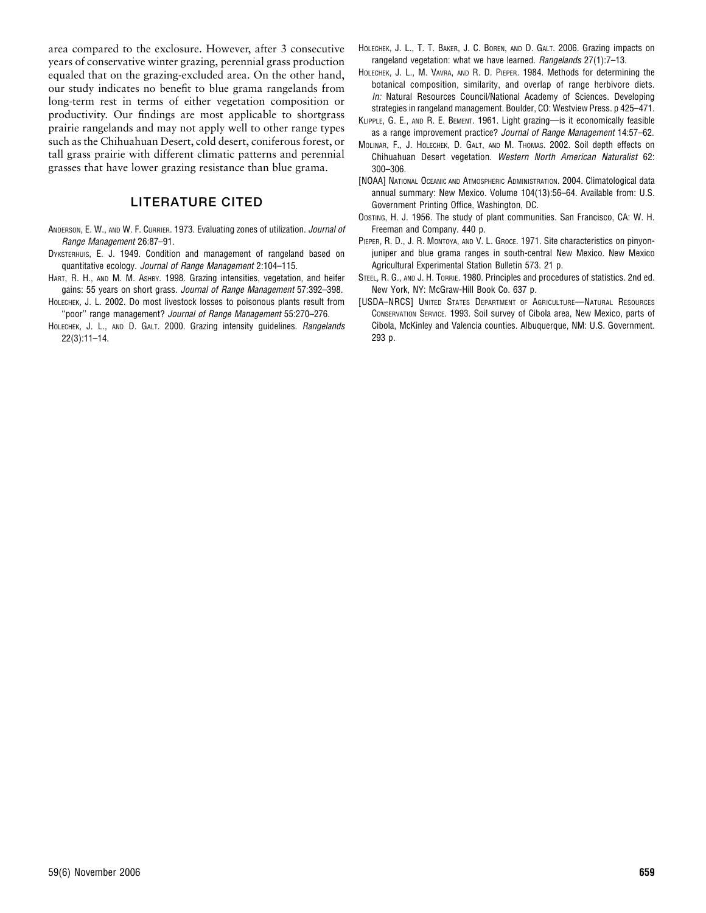area compared to the exclosure. However, after 3 consecutive years of conservative winter grazing, perennial grass production equaled that on the grazing-excluded area. On the other hand, our study indicates no benefit to blue grama rangelands from long-term rest in terms of either vegetation composition or productivity. Our findings are most applicable to shortgrass prairie rangelands and may not apply well to other range types such as the Chihuahuan Desert, cold desert, coniferous forest, or tall grass prairie with different climatic patterns and perennial grasses that have lower grazing resistance than blue grama.

## LITERATURE CITED

Anderson, E. W., and W. F. Currier. 1973. Evaluating zones of utilization. *Journal of Range Management* 26:87–91.

Dyksterhuis, E. J. 1949. Condition and management of rangeland based on quantitative ecology. *Journal of Range Management* 2:104–115.

Hart, R. H., and M. M. Ashby. 1998. Grazing intensities, vegetation, and heifer gains: 55 years on short grass. *Journal of Range Management* 57:392–398.

Holechek, J. L. 2002. Do most livestock losses to poisonous plants result from ''poor'' range management? *Journal of Range Management* 55:270–276.

Holechek, J. L., and D. Galt. 2000. Grazing intensity guidelines. *Rangelands* 22(3):11–14.

Holechek, J. L., T. T. Baker, J. C. Boren, and D. Galt. 2006. Grazing impacts on rangeland vegetation: what we have learned. *Rangelands* 27(1):7–13.

Holechek, J. L., M. Vavra, and R. D. Pieper. 1984. Methods for determining the botanical composition, similarity, and overlap of range herbivore diets. *In:* Natural Resources Council/National Academy of Sciences. Developing strategies in rangeland management. Boulder, CO: Westview Press. p 425–471.

Klipple, G. E., and R. E. Bement. 1961. Light grazing—is it economically feasible as a range improvement practice? *Journal of Range Management* 14:57–62.

Molinar, F., J. Holechek, D. Galt, and M. Thomas. 2002. Soil depth effects on Chihuahuan Desert vegetation. *Western North American Naturalist* 62: 300–306.

[NOAA] National Oceanic and Atmospheric Administration. 2004. Climatological data annual summary: New Mexico. Volume 104(13):56–64. Available from: U.S. Government Printing Office, Washington, DC.

Oosting, H. J. 1956. The study of plant communities. San Francisco, CA: W. H. Freeman and Company. 440 p.

Pieper, R. D., J. R. Montoya, and V. L. Groce. 1971. Site characteristics on pinyon-juniper and blue grama ranges in south-central New Mexico. New Mexico Agricultural Experimental Station Bulletin 573. 21 p.

Steel, R. G., and J. H. Torrie. 1980. Principles and procedures of statistics. 2nd ed. New York, NY: McGraw-Hill Book Co. 637 p.

[USDA–NRCS] United States Department of Agriculture—Natural Resources Conservation Service. 1993. Soil survey of Cibola area, New Mexico, parts of Cibola, McKinley and Valencia counties. Albuquerque, NM: U.S. Government. 293 p.